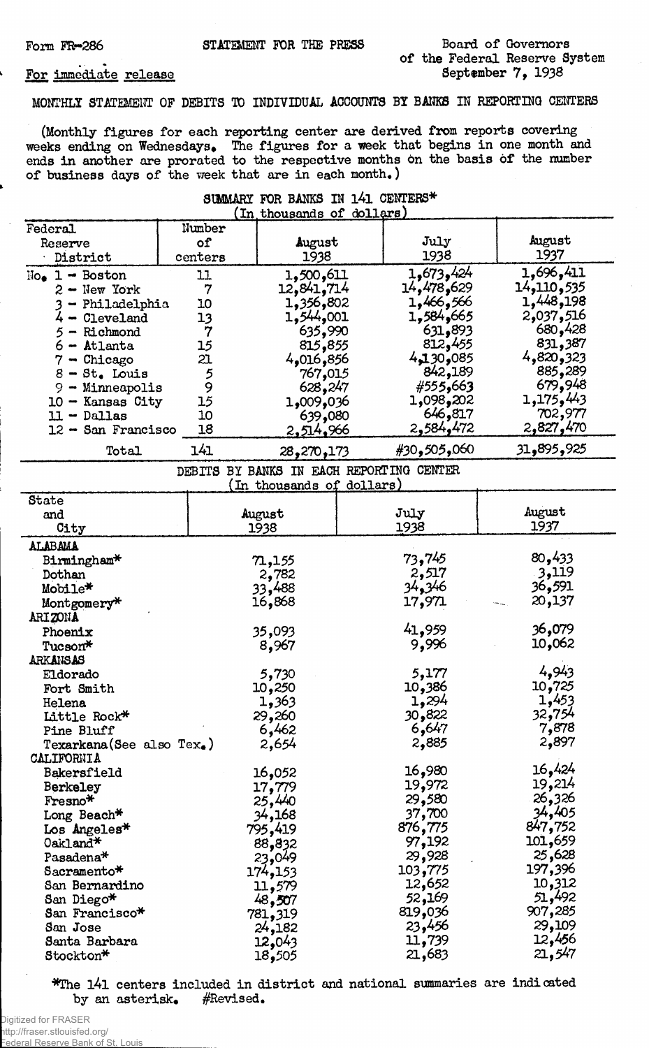Form FR-286

STATEMENT FOR THE PRESS

Board of Governors of the Federal Reserve System
September 7, 1938

For immediate release

MONTHLY STATEMENT OF DEBITS TO INDIVIDUAL ACCOUNTS BY BANKS IN REPORTING CENTERS

(Monthly figures for each reporting center are derived from reports covering weeks ending on Wednesdays. The figures for a week that begins in one month and ends in another are prorated to the respective months on the basis of the number of business days of the week that are in each month.)

SUMMARY FOR BANKS IN 141 CENTERS*
(In thousands of dollars)

| Federal Reserve District | Number of centers | August 1938 | July 1938 | August 1937 |
|---|---|---|---|---|
| No. 1 - Boston | 11 | 1,500,611 | 1,673,424 | 1,696,411 |
| 2 - New York | 7 | 12,841,714 | 14,478,629 | 14,110,535 |
| 3 - Philadelphia | 10 | 1,356,802 | 1,466,566 | 1,448,198 |
| 4 - Cleveland | 13 | 1,544,001 | 1,584,665 | 2,037,516 |
| 5 - Richmond | 7 | 635,990 | 631,893 | 680,428 |
| 6 - Atlanta | 15 | 815,855 | 812,455 | 831,387 |
| 7 - Chicago | 21 | 4,016,856 | 4,130,085 | 4,820,323 |
| 8 - St. Louis | 5 | 767,015 | 842,189 | 885,289 |
| 9 - Minneapolis | 9 | 628,247 | #555,663 | 679,948 |
| 10 - Kansas City | 15 | 1,009,036 | 1,098,202 | 1,175,443 |
| 11 - Dallas | 10 | 639,080 | 646,817 | 702,977 |
| 12 - San Francisco | 18 | 2,514,966 | 2,584,472 | 2,827,470 |
| Total | 141 | 28,270,173 | #30,505,060 | 31,895,925 |

DEBITS BY BANKS IN EACH REPORTING CENTER
(In thousands of dollars)

| State and City | August 1938 | July 1938 | August 1937 |
|---|---|---|---|
| **ALABAMA** | | | |
| Birmingham* | 71,155 | 73,745 | 80,433 |
| Dothan | 2,782 | 2,517 | 3,119 |
| Mobile* | 33,488 | 34,346 | 36,591 |
| Montgomery* | 16,868 | 17,971 | 20,137 |
| **ARIZONA** | | | |
| Phoenix | 35,093 | 41,959 | 36,079 |
| Tucson* | 8,967 | 9,996 | 10,062 |
| **ARKANSAS** | | | |
| Eldorado | 5,730 | 5,177 | 4,943 |
| Fort Smith | 10,250 | 10,386 | 10,725 |
| Helena | 1,363 | 1,294 | 1,453 |
| Little Rock* | 29,260 | 30,822 | 32,754 |
| Pine Bluff | 6,462 | 6,647 | 7,878 |
| Texarkana(See also Tex.) | 2,654 | 2,885 | 2,897 |
| **CALIFORNIA** | | | |
| Bakersfield | 16,052 | 16,980 | 16,424 |
| Berkeley | 17,779 | 19,972 | 19,214 |
| Fresno* | 25,440 | 29,580 | 26,326 |
| Long Beach* | 34,168 | 37,700 | 34,405 |
| Los Angeles* | 795,419 | 876,775 | 847,752 |
| Oakland* | 88,832 | 97,192 | 101,659 |
| Pasadena* | 23,049 | 29,928 | 25,628 |
| Sacramento* | 174,153 | 103,775 | 197,396 |
| San Bernardino | 11,579 | 12,652 | 10,312 |
| San Diego* | 48,507 | 52,169 | 51,492 |
| San Francisco* | 781,319 | 819,036 | 907,285 |
| San Jose | 24,182 | 23,456 | 29,109 |
| Santa Barbara | 12,043 | 11,739 | 12,456 |
| Stockton* | 18,505 | 21,683 | 21,547 |

*The 141 centers included in district and national summaries are indicated by an asterisk. #Revised.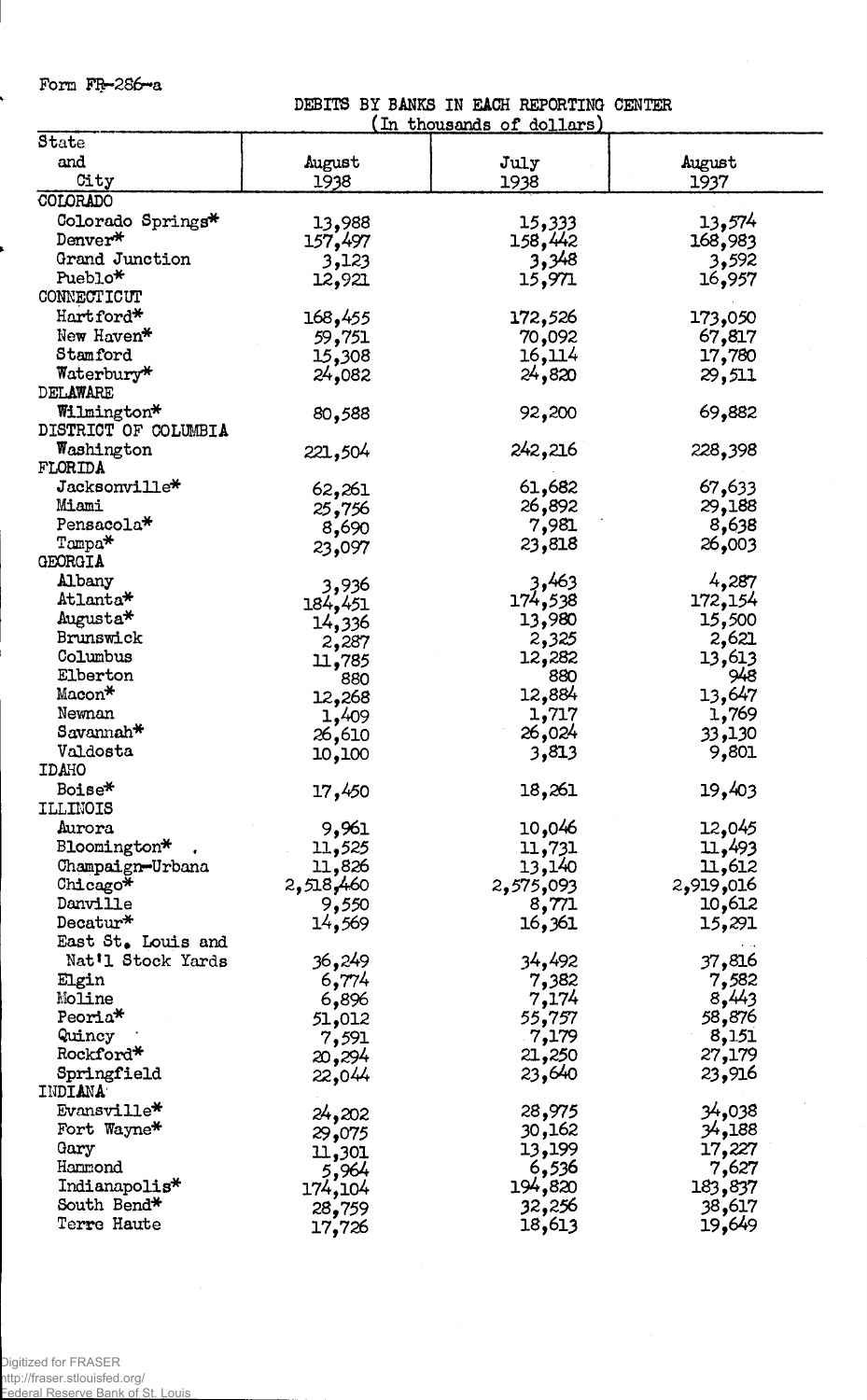Form FR-286-a

DEBITS BY BANKS IN EACH REPORTING CENTER
(In thousands of dollars)

| State and City | August 1938 | July 1938 | August 1937 |
|---|---|---|---|
| COLORADO | | | |
| Colorado Springs* | 13,988 | 15,333 | 13,574 |
| Denver* | 157,497 | 158,442 | 168,983 |
| Grand Junction | 3,123 | 3,348 | 3,592 |
| Pueblo* | 12,921 | 15,971 | 16,957 |
| CONNECTICUT | | | |
| Hartford* | 168,455 | 172,526 | 173,050 |
| New Haven* | 59,751 | 70,092 | 67,817 |
| Stamford | 15,308 | 16,114 | 17,780 |
| Waterbury* | 24,082 | 24,820 | 29,511 |
| DELAWARE | | | |
| Wilmington* | 80,588 | 92,200 | 69,882 |
| DISTRICT OF COLUMBIA | | | |
| Washington | 221,504 | 242,216 | 228,398 |
| FLORIDA | | | |
| Jacksonville* | 62,261 | 61,682 | 67,633 |
| Miami | 25,756 | 26,892 | 29,188 |
| Pensacola* | 8,690 | 7,981 | 8,638 |
| Tampa* | 23,097 | 23,818 | 26,003 |
| GEORGIA | | | |
| Albany | 3,936 | 3,463 | 4,287 |
| Atlanta* | 184,451 | 174,538 | 172,154 |
| Augusta* | 14,336 | 13,980 | 15,500 |
| Brunswick | 2,287 | 2,325 | 2,621 |
| Columbus | 11,785 | 12,282 | 13,613 |
| Elberton | 880 | 880 | 948 |
| Macon* | 12,268 | 12,884 | 13,647 |
| Newnan | 1,409 | 1,717 | 1,769 |
| Savannah* | 26,610 | 26,024 | 33,130 |
| Valdosta | 10,100 | 3,813 | 9,801 |
| IDAHO | | | |
| Boise* | 17,450 | 18,261 | 19,403 |
| ILLINOIS | | | |
| Aurora | 9,961 | 10,046 | 12,045 |
| Bloomington* | 11,525 | 11,731 | 11,493 |
| Champaign-Urbana | 11,826 | 13,140 | 11,612 |
| Chicago* | 2,518,460 | 2,575,093 | 2,919,016 |
| Danville | 9,550 | 8,771 | 10,612 |
| Decatur* | 14,569 | 16,361 | 15,291 |
| East St. Louis and Nat'l Stock Yards | 36,249 | 34,492 | 37,816 |
| Elgin | 6,774 | 7,382 | 7,582 |
| Moline | 6,896 | 7,174 | 8,443 |
| Peoria* | 51,012 | 55,757 | 58,876 |
| Quincy | 7,591 | 7,179 | 8,151 |
| Rockford* | 20,294 | 21,250 | 27,179 |
| Springfield | 22,044 | 23,640 | 23,916 |
| INDIANA | | | |
| Evansville* | 24,202 | 28,975 | 34,038 |
| Fort Wayne* | 29,075 | 30,162 | 34,188 |
| Gary | 11,301 | 13,199 | 17,227 |
| Hammond | 5,964 | 6,536 | 7,627 |
| Indianapolis* | 174,104 | 194,820 | 183,837 |
| South Bend* | 28,759 | 32,256 | 38,617 |
| Terre Haute | 17,726 | 18,613 | 19,649 |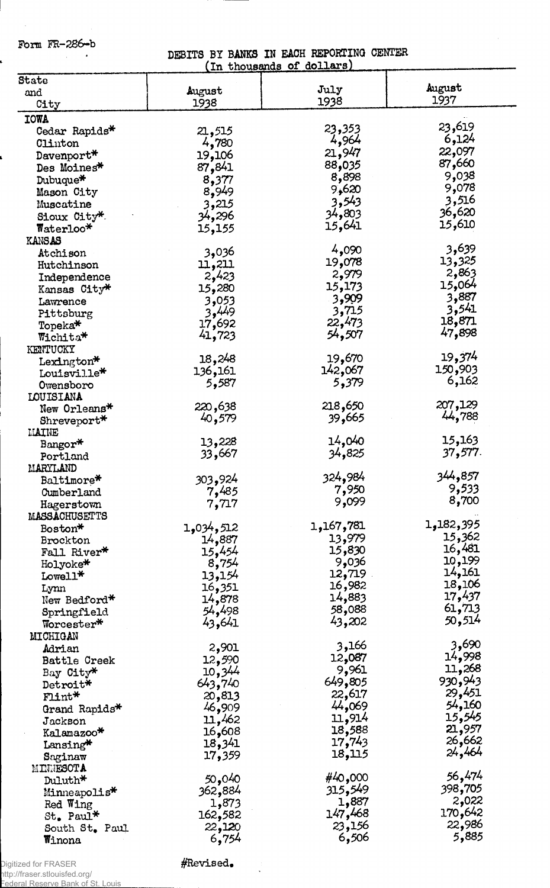Form FR-286-b

DEBITS BY BANKS IN EACH REPORTING CENTER
(In thousands of dollars)

| State and City | August 1938 | July 1938 | August 1937 |
|---|---|---|---|
| **IOWA** | | | |
| Cedar Rapids* | 21,515 | 23,353 | 23,619 |
| Clinton | 4,780 | 4,964 | 6,124 |
| Davenport* | 19,106 | 21,947 | 22,097 |
| Des Moines* | 87,841 | 88,035 | 87,660 |
| Dubuque* | 8,377 | 8,898 | 9,038 |
| Mason City | 8,949 | 9,620 | 9,078 |
| Muscatine | 3,215 | 3,543 | 3,516 |
| Sioux City* | 34,296 | 34,803 | 36,620 |
| Waterloo* | 15,155 | 15,641 | 15,610 |
| **KANSAS** | | | |
| Atchison | 3,036 | 4,090 | 3,639 |
| Hutchinson | 11,211 | 19,078 | 13,325 |
| Independence | 2,423 | 2,979 | 2,863 |
| Kansas City* | 15,280 | 15,173 | 15,064 |
| Lawrence | 3,053 | 3,909 | 3,887 |
| Pittsburg | 3,449 | 3,715 | 3,541 |
| Topeka* | 17,692 | 22,473 | 18,871 |
| Wichita* | 41,723 | 54,507 | 47,898 |
| **KENTUCKY** | | | |
| Lexington* | 18,248 | 19,670 | 19,374 |
| Louisville* | 136,161 | 142,067 | 150,903 |
| Owensboro | 5,587 | 5,379 | 6,162 |
| **LOUISIANA** | | | |
| New Orleans* | 220,638 | 218,650 | 207,129 |
| Shreveport* | 40,579 | 39,665 | 44,788 |
| **MAINE** | | | |
| Bangor* | 13,228 | 14,040 | 15,163 |
| Portland | 33,667 | 34,825 | 37,577 |
| **MARYLAND** | | | |
| Baltimore* | 303,924 | 324,984 | 344,857 |
| Cumberland | 7,485 | 7,950 | 9,533 |
| Hagerstown | 7,717 | 9,099 | 8,700 |
| **MASSACHUSETTS** | | | |
| Boston* | 1,034,512 | 1,167,781 | 1,182,395 |
| Brockton | 14,887 | 13,979 | 15,362 |
| Fall River* | 15,454 | 15,830 | 16,481 |
| Holyoke* | 8,754 | 9,036 | 10,199 |
| Lowell* | 13,154 | 12,719 | 14,161 |
| Lynn | 16,351 | 16,982 | 18,106 |
| New Bedford* | 14,878 | 14,883 | 17,437 |
| Springfield | 54,498 | 58,088 | 61,713 |
| Worcester* | 43,641 | 43,202 | 50,514 |
| **MICHIGAN** | | | |
| Adrian | 2,901 | 3,166 | 3,690 |
| Battle Creek | 12,590 | 12,087 | 14,998 |
| Bay City* | 10,344 | 9,961 | 11,268 |
| Detroit* | 643,740 | 649,805 | 930,943 |
| Flint* | 20,813 | 22,617 | 29,451 |
| Grand Rapids* | 46,909 | 44,069 | 54,160 |
| Jackson | 11,462 | 11,914 | 15,545 |
| Kalamazoo* | 16,608 | 18,588 | 21,957 |
| Lansing* | 18,341 | 17,743 | 26,662 |
| Saginaw | 17,359 | 18,115 | 24,464 |
| **MINNESOTA** | | | |
| Duluth* | 50,040 | #40,000 | 56,474 |
| Minneapolis* | 362,884 | 315,549 | 398,705 |
| Red Wing | 1,873 | 1,887 | 2,022 |
| St. Paul* | 162,582 | 147,468 | 170,642 |
| South St. Paul | 22,120 | 23,156 | 22,986 |
| Winona | 6,754 | 6,506 | 5,885 |

#Revised.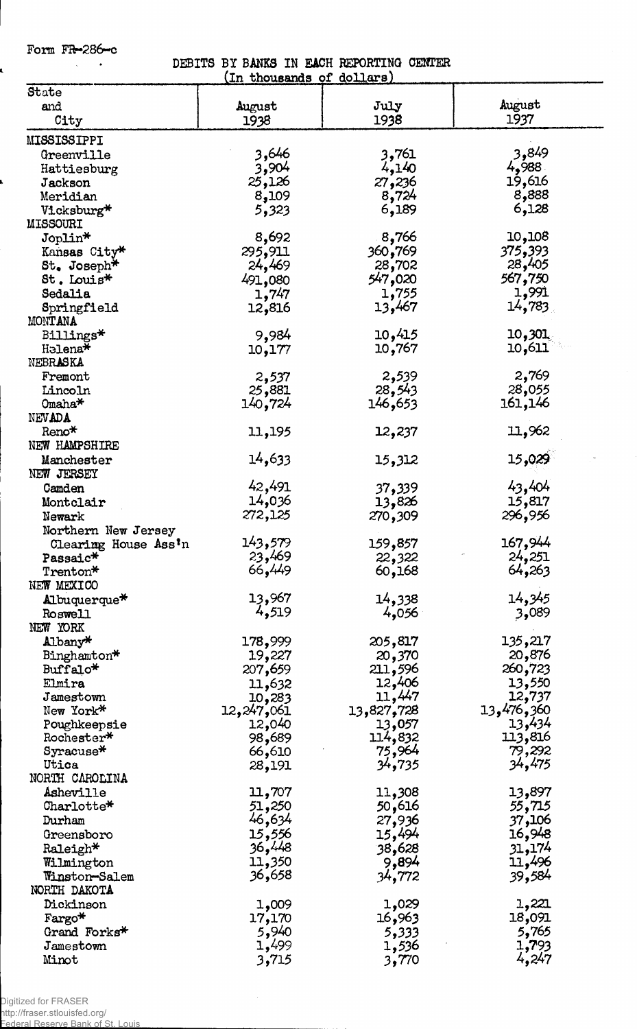Form FR-286-c

DEBITS BY BANKS IN EACH REPORTING CENTER
(In thousands of dollars)

| State and City | August 1938 | July 1938 | August 1937 |
|---|---|---|---|
| MISSISSIPPI | | | |
| Greenville | 3,646 | 3,761 | 3,849 |
| Hattiesburg | 3,904 | 4,140 | 4,988 |
| Jackson | 25,126 | 27,236 | 19,616 |
| Meridian | 8,109 | 8,724 | 8,888 |
| Vicksburg* | 5,323 | 6,189 | 6,128 |
| MISSOURI | | | |
| Joplin* | 8,692 | 8,766 | 10,108 |
| Kansas City* | 295,911 | 360,769 | 375,393 |
| St. Joseph* | 24,469 | 28,702 | 28,405 |
| St. Louis* | 491,080 | 547,020 | 567,750 |
| Sedalia | 1,747 | 1,755 | 1,991 |
| Springfield | 12,816 | 13,467 | 14,783 |
| MONTANA | | | |
| Billings* | 9,984 | 10,415 | 10,301 |
| Helena* | 10,177 | 10,767 | 10,611 |
| NEBRASKA | | | |
| Fremont | 2,537 | 2,539 | 2,769 |
| Lincoln | 25,881 | 28,543 | 28,055 |
| Omaha* | 140,724 | 146,653 | 161,146 |
| NEVADA | | | |
| Reno* | 11,195 | 12,237 | 11,962 |
| NEW HAMPSHIRE | | | |
| Manchester | 14,633 | 15,312 | 15,029 |
| NEW JERSEY | | | |
| Camden | 42,491 | 37,339 | 43,404 |
| Montclair | 14,036 | 13,826 | 15,817 |
| Newark | 272,125 | 270,309 | 296,956 |
| Northern New Jersey Clearing House Ass'n | 143,579 | 159,857 | 167,944 |
| Passaic* | 23,469 | 22,322 | 24,251 |
| Trenton* | 66,449 | 60,168 | 64,263 |
| NEW MEXICO | | | |
| Albuquerque* | 13,967 | 14,338 | 14,345 |
| Roswell | 4,519 | 4,056 | 3,089 |
| NEW YORK | | | |
| Albany* | 178,999 | 205,817 | 135,217 |
| Binghamton* | 19,227 | 20,370 | 20,876 |
| Buffalo* | 207,659 | 211,596 | 260,723 |
| Elmira | 11,632 | 12,406 | 13,550 |
| Jamestown | 10,283 | 11,447 | 12,737 |
| New York* | 12,247,061 | 13,827,728 | 13,476,360 |
| Poughkeepsie | 12,040 | 13,057 | 13,434 |
| Rochester* | 98,689 | 114,832 | 113,816 |
| Syracuse* | 66,610 | 75,964 | 79,292 |
| Utica | 28,191 | 34,735 | 34,475 |
| NORTH CAROLINA | | | |
| Asheville | 11,707 | 11,308 | 13,897 |
| Charlotte* | 51,250 | 50,616 | 55,715 |
| Durham | 46,634 | 27,936 | 37,106 |
| Greensboro | 15,556 | 15,494 | 16,948 |
| Raleigh* | 36,448 | 38,628 | 31,174 |
| Wilmington | 11,350 | 9,894 | 11,496 |
| Winston-Salem | 36,658 | 34,772 | 39,584 |
| NORTH DAKOTA | | | |
| Dickinson | 1,009 | 1,029 | 1,221 |
| Fargo* | 17,170 | 16,963 | 18,091 |
| Grand Forks* | 5,940 | 5,333 | 5,765 |
| Jamestown | 1,499 | 1,536 | 1,793 |
| Minot | 3,715 | 3,770 | 4,247 |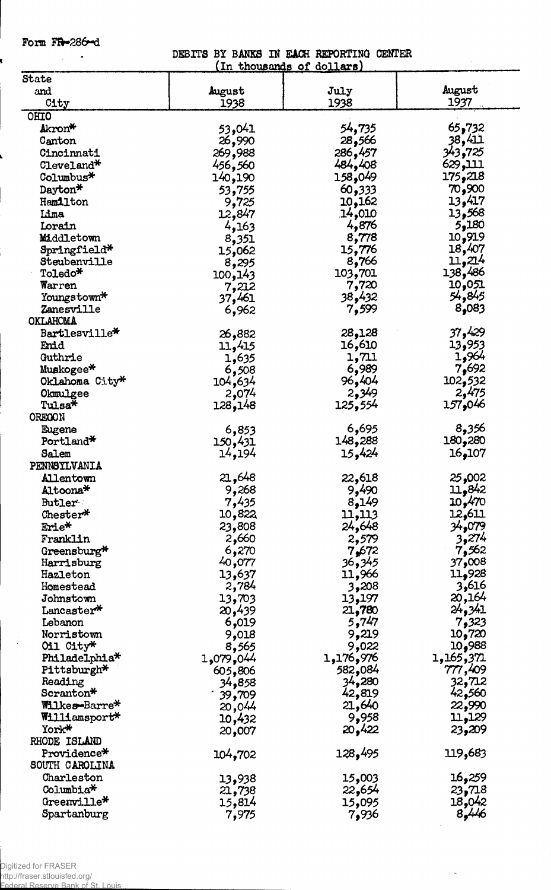Form FR-286-d

DEBITS BY BANKS IN EACH REPORTING CENTER
(In thousands of dollars)

| State and City | August 1938 | July 1938 | August 1937 |
|---|---|---|---|
| **OHIO** | | | |
| Akron* | 53,041 | 54,735 | 65,732 |
| Canton | 26,990 | 28,566 | 38,411 |
| Cincinnati | 269,988 | 286,457 | 343,725 |
| Cleveland* | 456,560 | 484,408 | 629,111 |
| Columbus* | 140,190 | 158,049 | 175,218 |
| Dayton* | 53,755 | 60,333 | 70,900 |
| Hamilton | 9,725 | 10,162 | 13,417 |
| Lima | 12,847 | 14,010 | 13,568 |
| Lorain | 4,163 | 4,876 | 5,180 |
| Middletown | 8,351 | 8,778 | 10,919 |
| Springfield* | 15,062 | 15,776 | 18,407 |
| Steubenville | 8,295 | 8,766 | 11,214 |
| Toledo* | 100,143 | 103,701 | 138,486 |
| Warren | 7,212 | 7,720 | 10,051 |
| Youngstown* | 37,461 | 38,432 | 54,845 |
| Zanesville | 6,962 | 7,599 | 8,083 |
| **OKLAHOMA** | | | |
| Bartlesville* | 26,882 | 28,128 | 37,429 |
| Enid | 11,415 | 16,610 | 13,953 |
| Guthrie | 1,635 | 1,711 | 1,964 |
| Muskogee* | 6,508 | 6,989 | 7,692 |
| Oklahoma City* | 104,634 | 96,404 | 102,532 |
| Okmulgee | 2,074 | 2,349 | 2,475 |
| Tulsa* | 128,148 | 125,554 | 157,046 |
| **OREGON** | | | |
| Eugene | 6,853 | 6,695 | 8,356 |
| Portland* | 150,431 | 148,288 | 180,280 |
| Salem | 14,194 | 15,424 | 16,107 |
| **PENNSYLVANIA** | | | |
| Allentown | 21,648 | 22,618 | 25,002 |
| Altoona* | 9,268 | 9,490 | 11,842 |
| Butler | 7,435 | 8,149 | 10,470 |
| Chester* | 10,822 | 11,113 | 12,611 |
| Erie* | 23,808 | 24,648 | 34,079 |
| Franklin | 2,660 | 2,579 | 3,274 |
| Greensburg* | 6,270 | 7,672 | 7,562 |
| Harrisburg | 40,077 | 36,345 | 37,008 |
| Hazleton | 13,637 | 11,966 | 11,928 |
| Homestead | 2,784 | 3,208 | 3,616 |
| Johnstown | 13,703 | 13,197 | 20,164 |
| Lancaster* | 20,439 | 21,780 | 24,341 |
| Lebanon | 6,019 | 5,747 | 7,323 |
| Norristown | 9,018 | 9,219 | 10,720 |
| Oil City* | 8,565 | 9,022 | 10,988 |
| Philadelphia* | 1,079,044 | 1,176,976 | 1,165,371 |
| Pittsburgh* | 605,806 | 582,084 | 777,409 |
| Reading | 34,858 | 34,280 | 32,712 |
| Scranton* | 39,709 | 42,819 | 42,560 |
| Wilkes-Barre* | 20,044 | 21,640 | 22,990 |
| Williamsport* | 10,432 | 9,958 | 11,129 |
| York* | 20,007 | 20,422 | 23,209 |
| **RHODE ISLAND** | | | |
| Providence* | 104,702 | 128,495 | 119,683 |
| **SOUTH CAROLINA** | | | |
| Charleston | 13,938 | 15,003 | 16,259 |
| Columbia* | 21,738 | 22,654 | 23,718 |
| Greenville* | 15,814 | 15,095 | 18,042 |
| Spartanburg | 7,975 | 7,936 | 8,446 |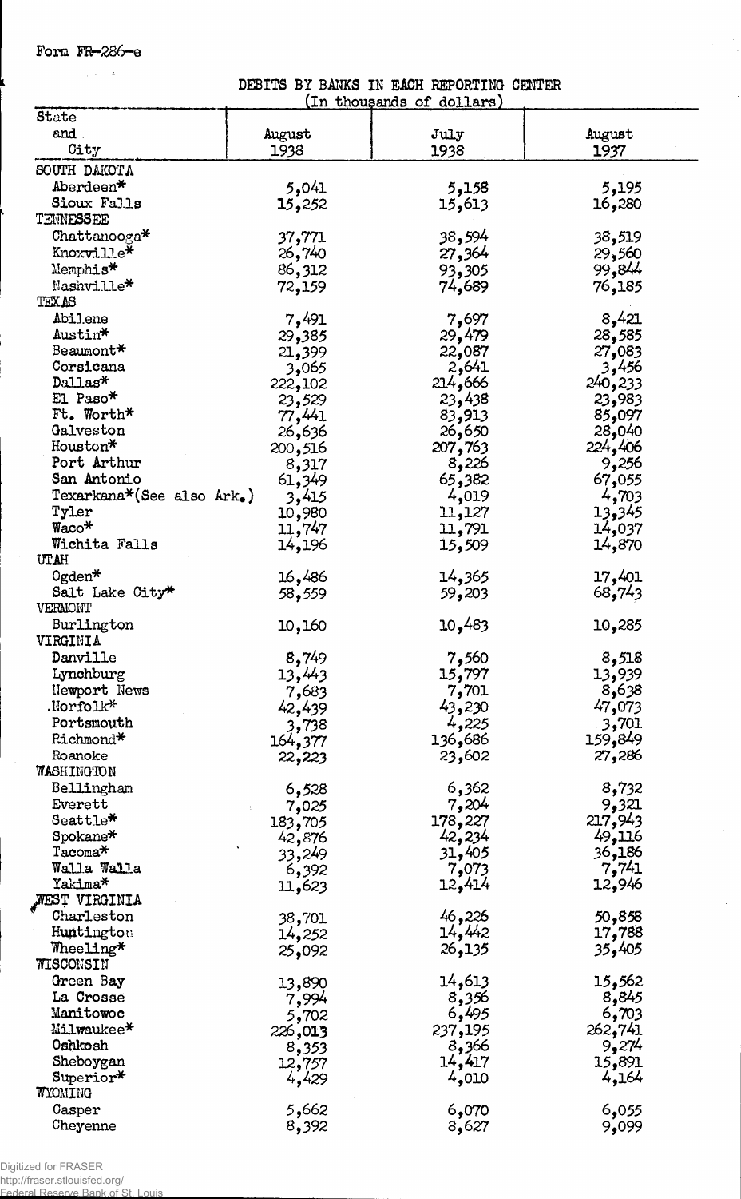Form FR-286-e

DEBITS BY BANKS IN EACH REPORTING CENTER
(In thousands of dollars)

| State and City | August 1938 | July 1938 | August 1937 |
|---|---|---|---|
| SOUTH DAKOTA | | | |
| Aberdeen* | 5,041 | 5,158 | 5,195 |
| Sioux Falls | 15,252 | 15,613 | 16,280 |
| TENNESSEE | | | |
| Chattanooga* | 37,771 | 38,594 | 38,519 |
| Knoxville* | 26,740 | 27,364 | 29,560 |
| Memphis* | 86,312 | 93,305 | 99,844 |
| Nashville* | 72,159 | 74,689 | 76,185 |
| TEXAS | | | |
| Abilene | 7,491 | 7,697 | 8,421 |
| Austin* | 29,385 | 29,479 | 28,585 |
| Beaumont* | 21,399 | 22,087 | 27,083 |
| Corsicana | 3,065 | 2,641 | 3,456 |
| Dallas* | 222,102 | 214,666 | 240,233 |
| El Paso* | 23,529 | 23,438 | 23,983 |
| Ft. Worth* | 77,441 | 83,913 | 85,097 |
| Galveston | 26,636 | 26,650 | 28,040 |
| Houston* | 200,516 | 207,763 | 224,406 |
| Port Arthur | 8,317 | 8,226 | 9,256 |
| San Antonio | 61,349 | 65,382 | 67,055 |
| Texarkana*(See also Ark.) | 3,415 | 4,019 | 4,703 |
| Tyler | 10,980 | 11,127 | 13,345 |
| Waco* | 11,747 | 11,791 | 14,037 |
| Wichita Falls | 14,196 | 15,509 | 14,870 |
| UTAH | | | |
| Ogden* | 16,486 | 14,365 | 17,401 |
| Salt Lake City* | 58,559 | 59,203 | 68,743 |
| VERMONT | | | |
| Burlington | 10,160 | 10,483 | 10,285 |
| VIRGINIA | | | |
| Danville | 8,749 | 7,560 | 8,518 |
| Lynchburg | 13,443 | 15,797 | 13,939 |
| Newport News | 7,683 | 7,701 | 8,638 |
| Norfolk* | 42,439 | 43,230 | 47,073 |
| Portsmouth | 3,738 | 4,225 | 3,701 |
| Richmond* | 164,377 | 136,686 | 159,849 |
| Roanoke | 22,223 | 23,602 | 27,286 |
| WASHINGTON | | | |
| Bellingham | 6,528 | 6,362 | 8,732 |
| Everett | 7,025 | 7,204 | 9,321 |
| Seattle* | 183,705 | 178,227 | 217,943 |
| Spokane* | 42,876 | 42,234 | 49,116 |
| Tacoma* | 33,249 | 31,405 | 36,186 |
| Walla Walla | 6,392 | 7,073 | 7,741 |
| Yakima* | 11,623 | 12,414 | 12,946 |
| WEST VIRGINIA | | | |
| Charleston | 38,701 | 46,226 | 50,858 |
| Huntington | 14,252 | 14,442 | 17,788 |
| Wheeling* | 25,092 | 26,135 | 35,405 |
| WISCONSIN | | | |
| Green Bay | 13,890 | 14,613 | 15,562 |
| La Crosse | 7,994 | 8,356 | 8,845 |
| Manitowoc | 5,702 | 6,495 | 6,703 |
| Milwaukee* | 226,013 | 237,195 | 262,741 |
| Oshkosh | 8,353 | 8,366 | 9,274 |
| Sheboygan | 12,757 | 14,417 | 15,891 |
| Superior* | 4,429 | 4,010 | 4,164 |
| WYOMING | | | |
| Casper | 5,662 | 6,070 | 6,055 |
| Cheyenne | 8,392 | 8,627 | 9,099 |